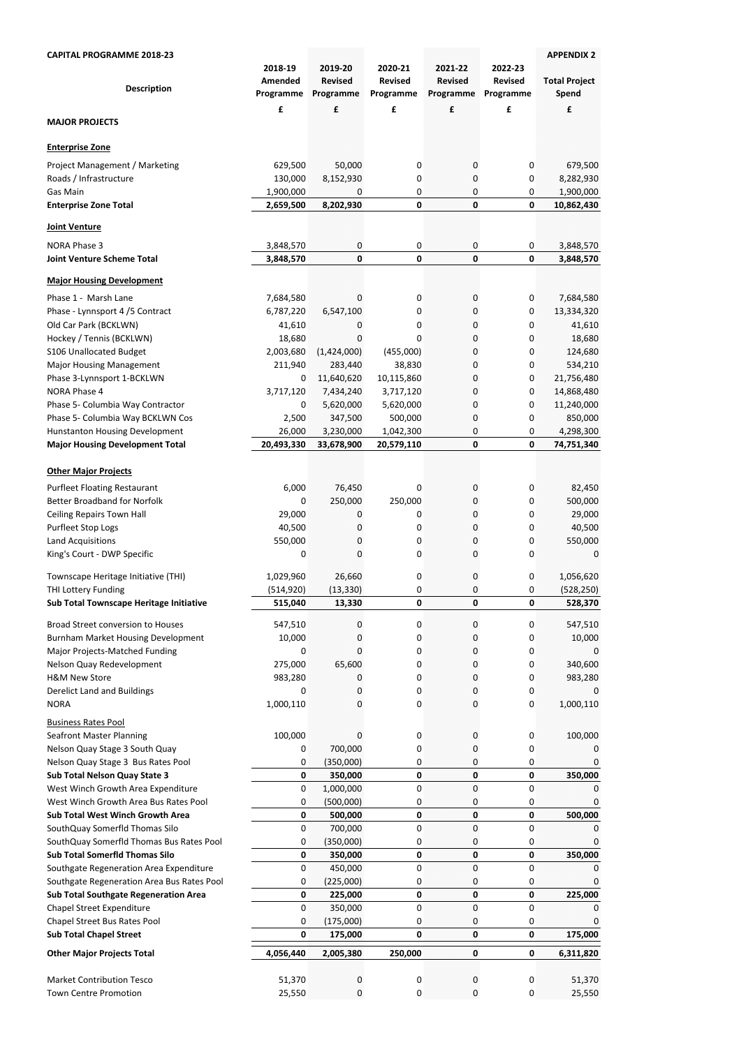**CAPITAL PROGRAMME 2018-23** **APPENDIX 2**

| Description | 2018-19 Amended Programme | 2019-20 Revised Programme | 2020-21 Revised Programme | 2021-22 Revised Programme | 2022-23 Revised Programme | Total Project Spend |
|---|---|---|---|---|---|---|
| | £ | £ | £ | £ | £ | £ |
| **MAJOR PROJECTS** | | | | | | |
| **Enterprise Zone** | | | | | | |
| Project Management / Marketing | 629,500 | 50,000 | 0 | 0 | 0 | 679,500 |
| Roads / Infrastructure | 130,000 | 8,152,930 | 0 | 0 | 0 | 8,282,930 |
| Gas Main | 1,900,000 | 0 | 0 | 0 | 0 | 1,900,000 |
| **Enterprise Zone Total** | **2,659,500** | **8,202,930** | **0** | **0** | **0** | **10,862,430** |
| **Joint Venture** | | | | | | |
| NORA Phase 3 | 3,848,570 | 0 | 0 | 0 | 0 | 3,848,570 |
| **Joint Venture Scheme Total** | **3,848,570** | **0** | **0** | **0** | **0** | **3,848,570** |
| **Major Housing Development** | | | | | | |
| Phase 1 - Marsh Lane | 7,684,580 | 0 | 0 | 0 | 0 | 7,684,580 |
| Phase - Lynnsport 4 /5 Contract | 6,787,220 | 6,547,100 | 0 | 0 | 0 | 13,334,320 |
| Old Car Park (BCKLWN) | 41,610 | 0 | 0 | 0 | 0 | 41,610 |
| Hockey / Tennis (BCKLWN) | 18,680 | 0 | 0 | 0 | 0 | 18,680 |
| S106 Unallocated Budget | 2,003,680 | (1,424,000) | (455,000) | 0 | 0 | 124,680 |
| Major Housing Management | 211,940 | 283,440 | 38,830 | 0 | 0 | 534,210 |
| Phase 3-Lynnsport 1-BCKLWN | 0 | 11,640,620 | 10,115,860 | 0 | 0 | 21,756,480 |
| NORA Phase 4 | 3,717,120 | 7,434,240 | 3,717,120 | 0 | 0 | 14,868,480 |
| Phase 5- Columbia Way Contractor | 0 | 5,620,000 | 5,620,000 | 0 | 0 | 11,240,000 |
| Phase 5- Columbia Way BCKLWN Cos | 2,500 | 347,500 | 500,000 | 0 | 0 | 850,000 |
| Hunstanton Housing Development | 26,000 | 3,230,000 | 1,042,300 | 0 | 0 | 4,298,300 |
| **Major Housing Development Total** | **20,493,330** | **33,678,900** | **20,579,110** | **0** | **0** | **74,751,340** |
| **Other Major Projects** | | | | | | |
| Purfleet Floating Restaurant | 6,000 | 76,450 | 0 | 0 | 0 | 82,450 |
| Better Broadband for Norfolk | 0 | 250,000 | 250,000 | 0 | 0 | 500,000 |
| Ceiling Repairs Town Hall | 29,000 | 0 | 0 | 0 | 0 | 29,000 |
| Purfleet Stop Logs | 40,500 | 0 | 0 | 0 | 0 | 40,500 |
| Land Acquisitions | 550,000 | 0 | 0 | 0 | 0 | 550,000 |
| King's Court - DWP Specific | 0 | 0 | 0 | 0 | 0 | 0 |
| Townscape Heritage Initiative (THI) | 1,029,960 | 26,660 | 0 | 0 | 0 | 1,056,620 |
| THI Lottery Funding | (514,920) | (13,330) | 0 | 0 | 0 | (528,250) |
| **Sub Total Townscape Heritage Initiative** | **515,040** | **13,330** | **0** | **0** | **0** | **528,370** |
| Broad Street conversion to Houses | 547,510 | 0 | 0 | 0 | 0 | 547,510 |
| Burnham Market Housing Development | 10,000 | 0 | 0 | 0 | 0 | 10,000 |
| Major Projects-Matched Funding | 0 | 0 | 0 | 0 | 0 | 0 |
| Nelson Quay Redevelopment | 275,000 | 65,600 | 0 | 0 | 0 | 340,600 |
| H&M New Store | 983,280 | 0 | 0 | 0 | 0 | 983,280 |
| Derelict Land and Buildings | 0 | 0 | 0 | 0 | 0 | 0 |
| NORA | 1,000,110 | 0 | 0 | 0 | 0 | 1,000,110 |
| Business Rates Pool | | | | | | |
| Seafront Master Planning | 100,000 | 0 | 0 | 0 | 0 | 100,000 |
| Nelson Quay Stage 3 South Quay | 0 | 700,000 | 0 | 0 | 0 | 0 |
| Nelson Quay Stage 3 Bus Rates Pool | 0 | (350,000) | 0 | 0 | 0 | 0 |
| **Sub Total Nelson Quay State 3** | **0** | **350,000** | **0** | **0** | **0** | **350,000** |
| West Winch Growth Area Expenditure | 0 | 1,000,000 | 0 | 0 | 0 | 0 |
| West Winch Growth Area Bus Rates Pool | 0 | (500,000) | 0 | 0 | 0 | 0 |
| **Sub Total West Winch Growth Area** | **0** | **500,000** | **0** | **0** | **0** | **500,000** |
| SouthQuay Somerfld Thomas Silo | 0 | 700,000 | 0 | 0 | 0 | 0 |
| SouthQuay Somerfld Thomas Bus Rates Pool | 0 | (350,000) | 0 | 0 | 0 | 0 |
| **Sub Total Somerfld Thomas Silo** | **0** | **350,000** | **0** | **0** | **0** | **350,000** |
| Southgate Regeneration Area Expenditure | 0 | 450,000 | 0 | 0 | 0 | 0 |
| Southgate Regeneration Area Bus Rates Pool | 0 | (225,000) | 0 | 0 | 0 | 0 |
| **Sub Total Southgate Regeneration Area** | **0** | **225,000** | **0** | **0** | **0** | **225,000** |
| Chapel Street Expenditure | 0 | 350,000 | 0 | 0 | 0 | 0 |
| Chapel Street Bus Rates Pool | 0 | (175,000) | 0 | 0 | 0 | 0 |
| **Sub Total Chapel Street** | **0** | **175,000** | **0** | **0** | **0** | **175,000** |
| **Other Major Projects Total** | **4,056,440** | **2,005,380** | **250,000** | **0** | **0** | **6,311,820** |
| Market Contribution Tesco | 51,370 | 0 | 0 | 0 | 0 | 51,370 |
| Town Centre Promotion | 25,550 | 0 | 0 | 0 | 0 | 25,550 |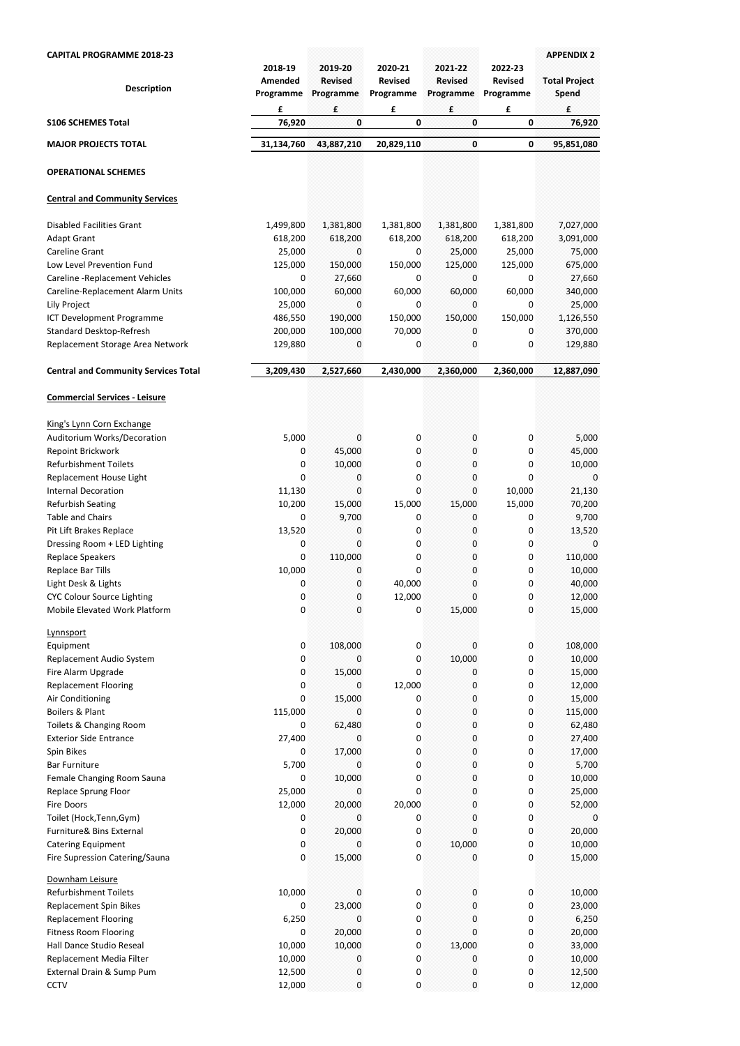**CAPITAL PROGRAMME 2018-23** **APPENDIX 2**

| Description | 2018-19 Amended Programme | 2019-20 Revised Programme | 2020-21 Revised Programme | 2021-22 Revised Programme | 2022-23 Revised Programme | Total Project Spend |
|---|---|---|---|---|---|---|
| | £ | £ | £ | £ | £ | £ |
| **S106 SCHEMES Total** | **76,920** | **0** | **0** | **0** | **0** | **76,920** |
| **MAJOR PROJECTS TOTAL** | **31,134,760** | **43,887,210** | **20,829,110** | **0** | **0** | **95,851,080** |
| **OPERATIONAL SCHEMES** | | | | | | |
| **Central and Community Services** | | | | | | |
| Disabled Facilities Grant | 1,499,800 | 1,381,800 | 1,381,800 | 1,381,800 | 1,381,800 | 7,027,000 |
| Adapt Grant | 618,200 | 618,200 | 618,200 | 618,200 | 618,200 | 3,091,000 |
| Careline Grant | 25,000 | 0 | 0 | 25,000 | 25,000 | 75,000 |
| Low Level Prevention Fund | 125,000 | 150,000 | 150,000 | 125,000 | 125,000 | 675,000 |
| Careline -Replacement Vehicles | 0 | 27,660 | 0 | 0 | 0 | 27,660 |
| Careline-Replacement Alarm Units | 100,000 | 60,000 | 60,000 | 60,000 | 60,000 | 340,000 |
| Lily Project | 25,000 | 0 | 0 | 0 | 0 | 25,000 |
| ICT Development Programme | 486,550 | 190,000 | 150,000 | 150,000 | 150,000 | 1,126,550 |
| Standard Desktop-Refresh | 200,000 | 100,000 | 70,000 | 0 | 0 | 370,000 |
| Replacement Storage Area Network | 129,880 | 0 | 0 | 0 | 0 | 129,880 |
| **Central and Community Services Total** | **3,209,430** | **2,527,660** | **2,430,000** | **2,360,000** | **2,360,000** | **12,887,090** |
| **Commercial Services - Leisure** | | | | | | |
| King's Lynn Corn Exchange | | | | | | |
| Auditorium Works/Decoration | 5,000 | 0 | 0 | 0 | 0 | 5,000 |
| Repoint Brickwork | 0 | 45,000 | 0 | 0 | 0 | 45,000 |
| Refurbishment Toilets | 0 | 10,000 | 0 | 0 | 0 | 10,000 |
| Replacement House Light | 0 | 0 | 0 | 0 | 0 | 0 |
| Internal Decoration | 11,130 | 0 | 0 | 0 | 10,000 | 21,130 |
| Refurbish Seating | 10,200 | 15,000 | 15,000 | 15,000 | 15,000 | 70,200 |
| Table and Chairs | 0 | 9,700 | 0 | 0 | 0 | 9,700 |
| Pit Lift Brakes Replace | 13,520 | 0 | 0 | 0 | 0 | 13,520 |
| Dressing Room + LED Lighting | 0 | 0 | 0 | 0 | 0 | 0 |
| Replace Speakers | 0 | 110,000 | 0 | 0 | 0 | 110,000 |
| Replace Bar Tills | 10,000 | 0 | 0 | 0 | 0 | 10,000 |
| Light Desk & Lights | 0 | 0 | 40,000 | 0 | 0 | 40,000 |
| CYC Colour Source Lighting | 0 | 0 | 12,000 | 0 | 0 | 12,000 |
| Mobile Elevated Work Platform | 0 | 0 | 0 | 15,000 | 0 | 15,000 |
| Lynnsport | | | | | | |
| Equipment | 0 | 108,000 | 0 | 0 | 0 | 108,000 |
| Replacement Audio System | 0 | 0 | 0 | 10,000 | 0 | 10,000 |
| Fire Alarm Upgrade | 0 | 15,000 | 0 | 0 | 0 | 15,000 |
| Replacement Flooring | 0 | 0 | 12,000 | 0 | 0 | 12,000 |
| Air Conditioning | 0 | 15,000 | 0 | 0 | 0 | 15,000 |
| Boilers & Plant | 115,000 | 0 | 0 | 0 | 0 | 115,000 |
| Toilets & Changing Room | 0 | 62,480 | 0 | 0 | 0 | 62,480 |
| Exterior Side Entrance | 27,400 | 0 | 0 | 0 | 0 | 27,400 |
| Spin Bikes | 0 | 17,000 | 0 | 0 | 0 | 17,000 |
| Bar Furniture | 5,700 | 0 | 0 | 0 | 0 | 5,700 |
| Female Changing Room Sauna | 0 | 10,000 | 0 | 0 | 0 | 10,000 |
| Replace Sprung Floor | 25,000 | 0 | 0 | 0 | 0 | 25,000 |
| Fire Doors | 12,000 | 20,000 | 20,000 | 0 | 0 | 52,000 |
| Toilet (Hock,Tenn,Gym) | 0 | 0 | 0 | 0 | 0 | 0 |
| Furniture& Bins External | 0 | 20,000 | 0 | 0 | 0 | 20,000 |
| Catering Equipment | 0 | 0 | 0 | 10,000 | 0 | 10,000 |
| Fire Supression Catering/Sauna | 0 | 15,000 | 0 | 0 | 0 | 15,000 |
| Downham Leisure | | | | | | |
| Refurbishment Toilets | 10,000 | 0 | 0 | 0 | 0 | 10,000 |
| Replacement Spin Bikes | 0 | 23,000 | 0 | 0 | 0 | 23,000 |
| Replacement Flooring | 6,250 | 0 | 0 | 0 | 0 | 6,250 |
| Fitness Room Flooring | 0 | 20,000 | 0 | 0 | 0 | 20,000 |
| Hall Dance Studio Reseal | 10,000 | 10,000 | 0 | 13,000 | 0 | 33,000 |
| Replacement Media Filter | 10,000 | 0 | 0 | 0 | 0 | 10,000 |
| External Drain & Sump Pum | 12,500 | 0 | 0 | 0 | 0 | 12,500 |
| CCTV | 12,000 | 0 | 0 | 0 | 0 | 12,000 |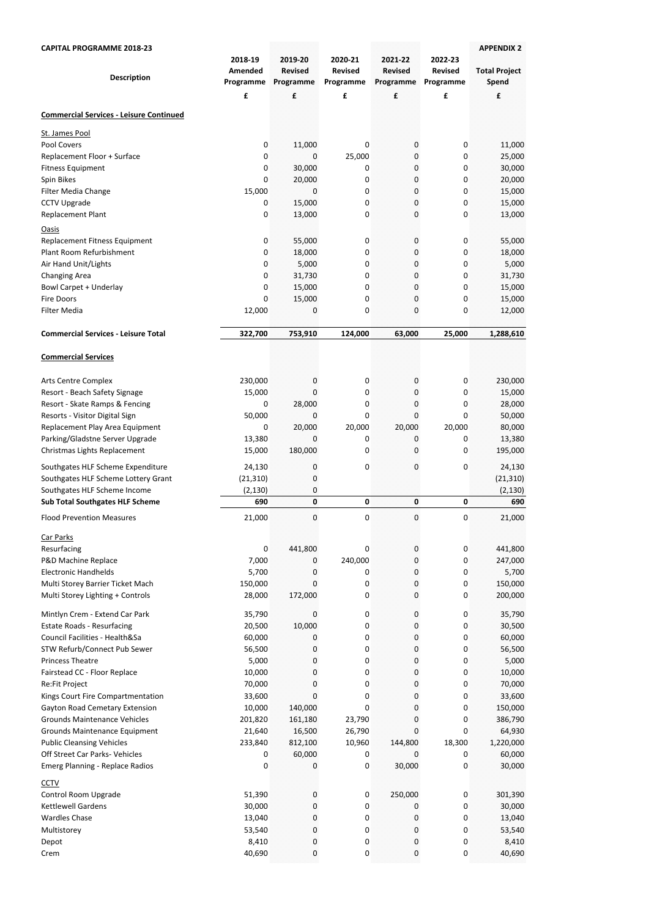**CAPITAL PROGRAMME 2018-23** **APPENDIX 2**

| Description | 2018-19 Amended Programme | 2019-20 Revised Programme | 2020-21 Revised Programme | 2021-22 Revised Programme | 2022-23 Revised Programme | Total Project Spend |
|---|---|---|---|---|---|---|
| | £ | £ | £ | £ | £ | £ |
| **Commercial Services - Leisure Continued** | | | | | | |
| St. James Pool | | | | | | |
| Pool Covers | 0 | 11,000 | 0 | 0 | 0 | 11,000 |
| Replacement Floor + Surface | 0 | 0 | 25,000 | 0 | 0 | 25,000 |
| Fitness Equipment | 0 | 30,000 | 0 | 0 | 0 | 30,000 |
| Spin Bikes | 0 | 20,000 | 0 | 0 | 0 | 20,000 |
| Filter Media Change | 15,000 | 0 | 0 | 0 | 0 | 15,000 |
| CCTV Upgrade | 0 | 15,000 | 0 | 0 | 0 | 15,000 |
| Replacement Plant | 0 | 13,000 | 0 | 0 | 0 | 13,000 |
| Oasis | | | | | | |
| Replacement Fitness Equipment | 0 | 55,000 | 0 | 0 | 0 | 55,000 |
| Plant Room Refurbishment | 0 | 18,000 | 0 | 0 | 0 | 18,000 |
| Air Hand Unit/Lights | 0 | 5,000 | 0 | 0 | 0 | 5,000 |
| Changing Area | 0 | 31,730 | 0 | 0 | 0 | 31,730 |
| Bowl Carpet + Underlay | 0 | 15,000 | 0 | 0 | 0 | 15,000 |
| Fire Doors | 0 | 15,000 | 0 | 0 | 0 | 15,000 |
| Filter Media | 12,000 | 0 | 0 | 0 | 0 | 12,000 |
| **Commercial Services - Leisure Total** | **322,700** | **753,910** | **124,000** | **63,000** | **25,000** | **1,288,610** |
| **Commercial Services** | | | | | | |
| Arts Centre Complex | 230,000 | 0 | 0 | 0 | 0 | 230,000 |
| Resort - Beach Safety Signage | 15,000 | 0 | 0 | 0 | 0 | 15,000 |
| Resort - Skate Ramps & Fencing | 0 | 28,000 | 0 | 0 | 0 | 28,000 |
| Resorts - Visitor Digital Sign | 50,000 | 0 | 0 | 0 | 0 | 50,000 |
| Replacement Play Area Equipment | 0 | 20,000 | 20,000 | 20,000 | 20,000 | 80,000 |
| Parking/Gladstne Server Upgrade | 13,380 | 0 | 0 | 0 | 0 | 13,380 |
| Christmas Lights Replacement | 15,000 | 180,000 | 0 | 0 | 0 | 195,000 |
| Southgates HLF Scheme Expenditure | 24,130 | 0 | 0 | 0 | 0 | 24,130 |
| Southgates HLF Scheme Lottery Grant | (21,310) | 0 | | | | (21,310) |
| Southgates HLF Scheme Income | (2,130) | 0 | | | | (2,130) |
| **Sub Total Southgates HLF Scheme** | **690** | **0** | **0** | **0** | **0** | **690** |
| Flood Prevention Measures | 21,000 | 0 | 0 | 0 | 0 | 21,000 |
| Car Parks | | | | | | |
| Resurfacing | 0 | 441,800 | 0 | 0 | 0 | 441,800 |
| P&D Machine Replace | 7,000 | 0 | 240,000 | 0 | 0 | 247,000 |
| Electronic Handhelds | 5,700 | 0 | 0 | 0 | 0 | 5,700 |
| Multi Storey Barrier Ticket Mach | 150,000 | 0 | 0 | 0 | 0 | 150,000 |
| Multi Storey Lighting + Controls | 28,000 | 172,000 | 0 | 0 | 0 | 200,000 |
| Mintlyn Crem - Extend Car Park | 35,790 | 0 | 0 | 0 | 0 | 35,790 |
| Estate Roads - Resurfacing | 20,500 | 10,000 | 0 | 0 | 0 | 30,500 |
| Council Facilities - Health&Sa | 60,000 | 0 | 0 | 0 | 0 | 60,000 |
| STW Refurb/Connect Pub Sewer | 56,500 | 0 | 0 | 0 | 0 | 56,500 |
| Princess Theatre | 5,000 | 0 | 0 | 0 | 0 | 5,000 |
| Fairstead CC - Floor Replace | 10,000 | 0 | 0 | 0 | 0 | 10,000 |
| Re:Fit Project | 70,000 | 0 | 0 | 0 | 0 | 70,000 |
| Kings Court Fire Compartmentation | 33,600 | 0 | 0 | 0 | 0 | 33,600 |
| Gayton Road Cemetary Extension | 10,000 | 140,000 | 0 | 0 | 0 | 150,000 |
| Grounds Maintenance Vehicles | 201,820 | 161,180 | 23,790 | 0 | 0 | 386,790 |
| Grounds Maintenance Equipment | 21,640 | 16,500 | 26,790 | 0 | 0 | 64,930 |
| Public Cleansing Vehicles | 233,840 | 812,100 | 10,960 | 144,800 | 18,300 | 1,220,000 |
| Off Street Car Parks- Vehicles | 0 | 60,000 | 0 | 0 | 0 | 60,000 |
| Emerg Planning - Replace Radios | 0 | 0 | 0 | 30,000 | 0 | 30,000 |
| CCTV | | | | | | |
| Control Room Upgrade | 51,390 | 0 | 0 | 250,000 | 0 | 301,390 |
| Kettlewell Gardens | 30,000 | 0 | 0 | 0 | 0 | 30,000 |
| Wardles Chase | 13,040 | 0 | 0 | 0 | 0 | 13,040 |
| Multistorey | 53,540 | 0 | 0 | 0 | 0 | 53,540 |
| Depot | 8,410 | 0 | 0 | 0 | 0 | 8,410 |
| Crem | 40,690 | 0 | 0 | 0 | 0 | 40,690 |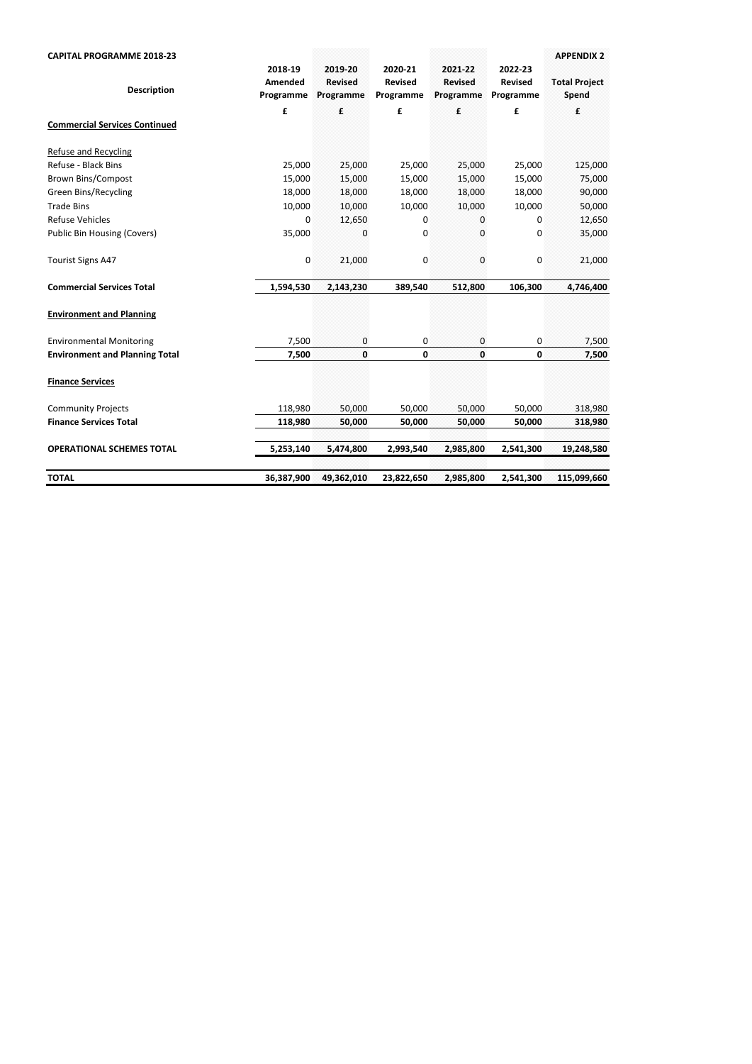**CAPITAL PROGRAMME 2018-23** **APPENDIX 2**

| Description | 2018-19 Amended Programme | 2019-20 Revised Programme | 2020-21 Revised Programme | 2021-22 Revised Programme | 2022-23 Revised Programme | Total Project Spend |
|---|---|---|---|---|---|---|
| | £ | £ | £ | £ | £ | £ |
| **Commercial Services Continued** | | | | | | |
| Refuse and Recycling | | | | | | |
| Refuse - Black Bins | 25,000 | 25,000 | 25,000 | 25,000 | 25,000 | 125,000 |
| Brown Bins/Compost | 15,000 | 15,000 | 15,000 | 15,000 | 15,000 | 75,000 |
| Green Bins/Recycling | 18,000 | 18,000 | 18,000 | 18,000 | 18,000 | 90,000 |
| Trade Bins | 10,000 | 10,000 | 10,000 | 10,000 | 10,000 | 50,000 |
| Refuse Vehicles | 0 | 12,650 | 0 | 0 | 0 | 12,650 |
| Public Bin Housing (Covers) | 35,000 | 0 | 0 | 0 | 0 | 35,000 |
| Tourist Signs A47 | 0 | 21,000 | 0 | 0 | 0 | 21,000 |
| **Commercial Services Total** | **1,594,530** | **2,143,230** | **389,540** | **512,800** | **106,300** | **4,746,400** |
| **Environment and Planning** | | | | | | |
| Environmental Monitoring | 7,500 | 0 | 0 | 0 | 0 | 7,500 |
| **Environment and Planning Total** | **7,500** | **0** | **0** | **0** | **0** | **7,500** |
| **Finance Services** | | | | | | |
| Community Projects | 118,980 | 50,000 | 50,000 | 50,000 | 50,000 | 318,980 |
| **Finance Services Total** | **118,980** | **50,000** | **50,000** | **50,000** | **50,000** | **318,980** |
| **OPERATIONAL SCHEMES TOTAL** | **5,253,140** | **5,474,800** | **2,993,540** | **2,985,800** | **2,541,300** | **19,248,580** |
| **TOTAL** | **36,387,900** | **49,362,010** | **23,822,650** | **2,985,800** | **2,541,300** | **115,099,660** |